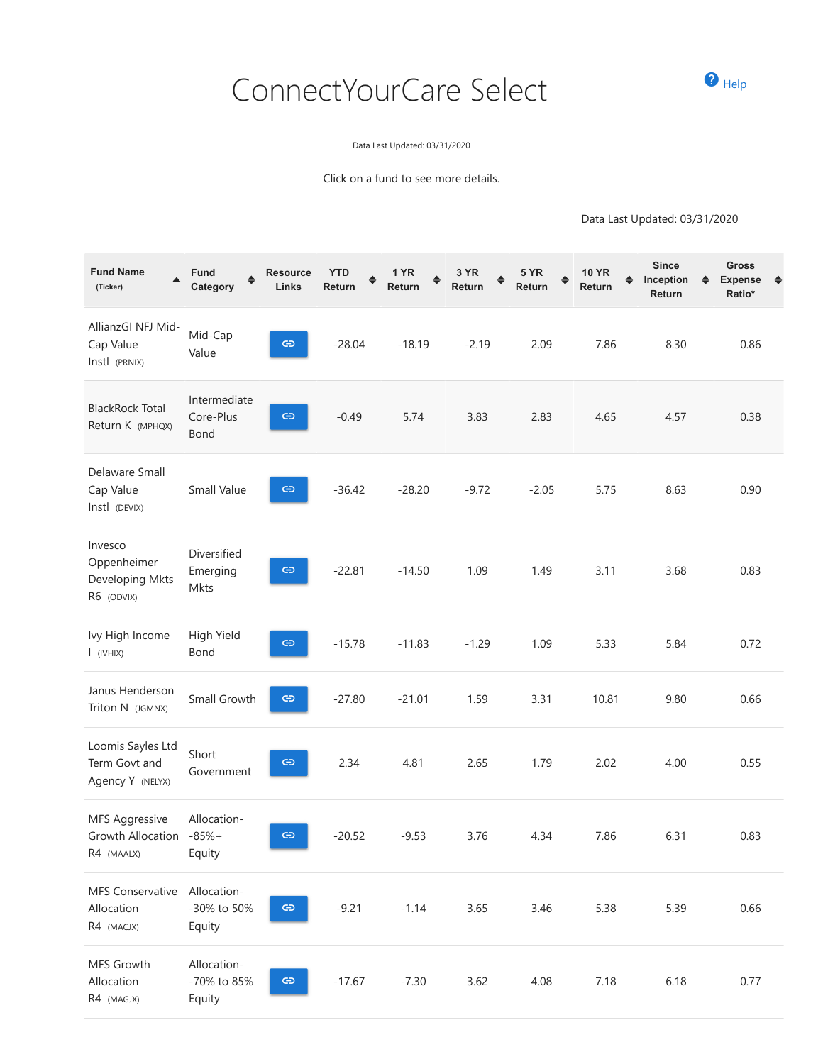# ConnectYourCare Select

Help

Data Last Updated: 03/31/2020

Click on a fund to see more details.

Data Last Updated: 03/31/2020

| Fund Name (Ticker) | Fund Category | Resource Links | YTD Return | 1 YR Return | 3 YR Return | 5 YR Return | 10 YR Return | Since Inception Return | Gross Expense Ratio* |
|---|---|---|---|---|---|---|---|---|---|
| AllianzGI NFJ Mid-Cap Value Instl (PRNIX) | Mid-Cap Value | | -28.04 | -18.19 | -2.19 | 2.09 | 7.86 | 8.30 | 0.86 |
| BlackRock Total Return K (MPHQX) | Intermediate Core-Plus Bond | | -0.49 | 5.74 | 3.83 | 2.83 | 4.65 | 4.57 | 0.38 |
| Delaware Small Cap Value Instl (DEVIX) | Small Value | | -36.42 | -28.20 | -9.72 | -2.05 | 5.75 | 8.63 | 0.90 |
| Invesco Oppenheimer Developing Mkts R6 (ODVIX) | Diversified Emerging Mkts | | -22.81 | -14.50 | 1.09 | 1.49 | 3.11 | 3.68 | 0.83 |
| Ivy High Income I (IVHIX) | High Yield Bond | | -15.78 | -11.83 | -1.29 | 1.09 | 5.33 | 5.84 | 0.72 |
| Janus Henderson Triton N (JGMNX) | Small Growth | | -27.80 | -21.01 | 1.59 | 3.31 | 10.81 | 9.80 | 0.66 |
| Loomis Sayles Ltd Term Govt and Agency Y (NELYX) | Short Government | | 2.34 | 4.81 | 2.65 | 1.79 | 2.02 | 4.00 | 0.55 |
| MFS Aggressive Growth Allocation R4 (MAALX) | Allocation--85%+ Equity | | -20.52 | -9.53 | 3.76 | 4.34 | 7.86 | 6.31 | 0.83 |
| MFS Conservative Allocation R4 (MACJX) | Allocation--30% to 50% Equity | | -9.21 | -1.14 | 3.65 | 3.46 | 5.38 | 5.39 | 0.66 |
| MFS Growth Allocation R4 (MAGJX) | Allocation--70% to 85% Equity | | -17.67 | -7.30 | 3.62 | 4.08 | 7.18 | 6.18 | 0.77 |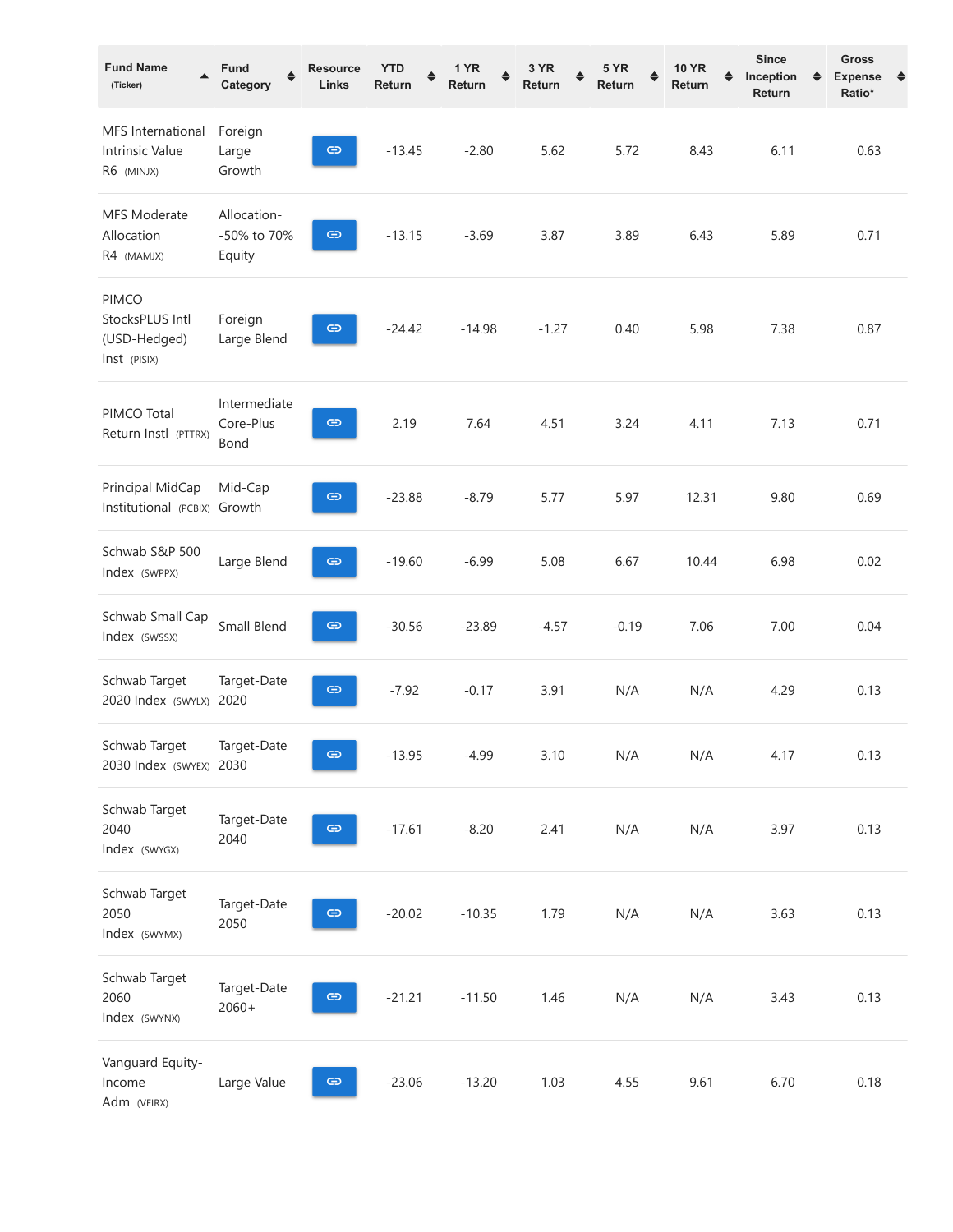| Fund Name (Ticker) | Fund Category | Resource Links | YTD Return | 1 YR Return | 3 YR Return | 5 YR Return | 10 YR Return | Since Inception Return | Gross Expense Ratio* |
|---|---|---|---|---|---|---|---|---|---|
| MFS International Intrinsic Value R6 (MINJX) | Foreign Large Growth | | -13.45 | -2.80 | 5.62 | 5.72 | 8.43 | 6.11 | 0.63 |
| MFS Moderate Allocation R4 (MAMJX) | Allocation--50% to 70% Equity | | -13.15 | -3.69 | 3.87 | 3.89 | 6.43 | 5.89 | 0.71 |
| PIMCO StocksPLUS Intl (USD-Hedged) Inst (PISIX) | Foreign Large Blend | | -24.42 | -14.98 | -1.27 | 0.40 | 5.98 | 7.38 | 0.87 |
| PIMCO Total Return Instl (PTTRX) | Intermediate Core-Plus Bond | | 2.19 | 7.64 | 4.51 | 3.24 | 4.11 | 7.13 | 0.71 |
| Principal MidCap Institutional (PCBIX) | Mid-Cap Growth | | -23.88 | -8.79 | 5.77 | 5.97 | 12.31 | 9.80 | 0.69 |
| Schwab S&P 500 Index (SWPPX) | Large Blend | | -19.60 | -6.99 | 5.08 | 6.67 | 10.44 | 6.98 | 0.02 |
| Schwab Small Cap Index (SWSSX) | Small Blend | | -30.56 | -23.89 | -4.57 | -0.19 | 7.06 | 7.00 | 0.04 |
| Schwab Target 2020 Index (SWYLX) | Target-Date 2020 | | -7.92 | -0.17 | 3.91 | N/A | N/A | 4.29 | 0.13 |
| Schwab Target 2030 Index (SWYEX) | Target-Date 2030 | | -13.95 | -4.99 | 3.10 | N/A | N/A | 4.17 | 0.13 |
| Schwab Target 2040 Index (SWYGX) | Target-Date 2040 | | -17.61 | -8.20 | 2.41 | N/A | N/A | 3.97 | 0.13 |
| Schwab Target 2050 Index (SWYMX) | Target-Date 2050 | | -20.02 | -10.35 | 1.79 | N/A | N/A | 3.63 | 0.13 |
| Schwab Target 2060 Index (SWYNX) | Target-Date 2060+ | | -21.21 | -11.50 | 1.46 | N/A | N/A | 3.43 | 0.13 |
| Vanguard Equity-Income Adm (VEIRX) | Large Value | | -23.06 | -13.20 | 1.03 | 4.55 | 9.61 | 6.70 | 0.18 |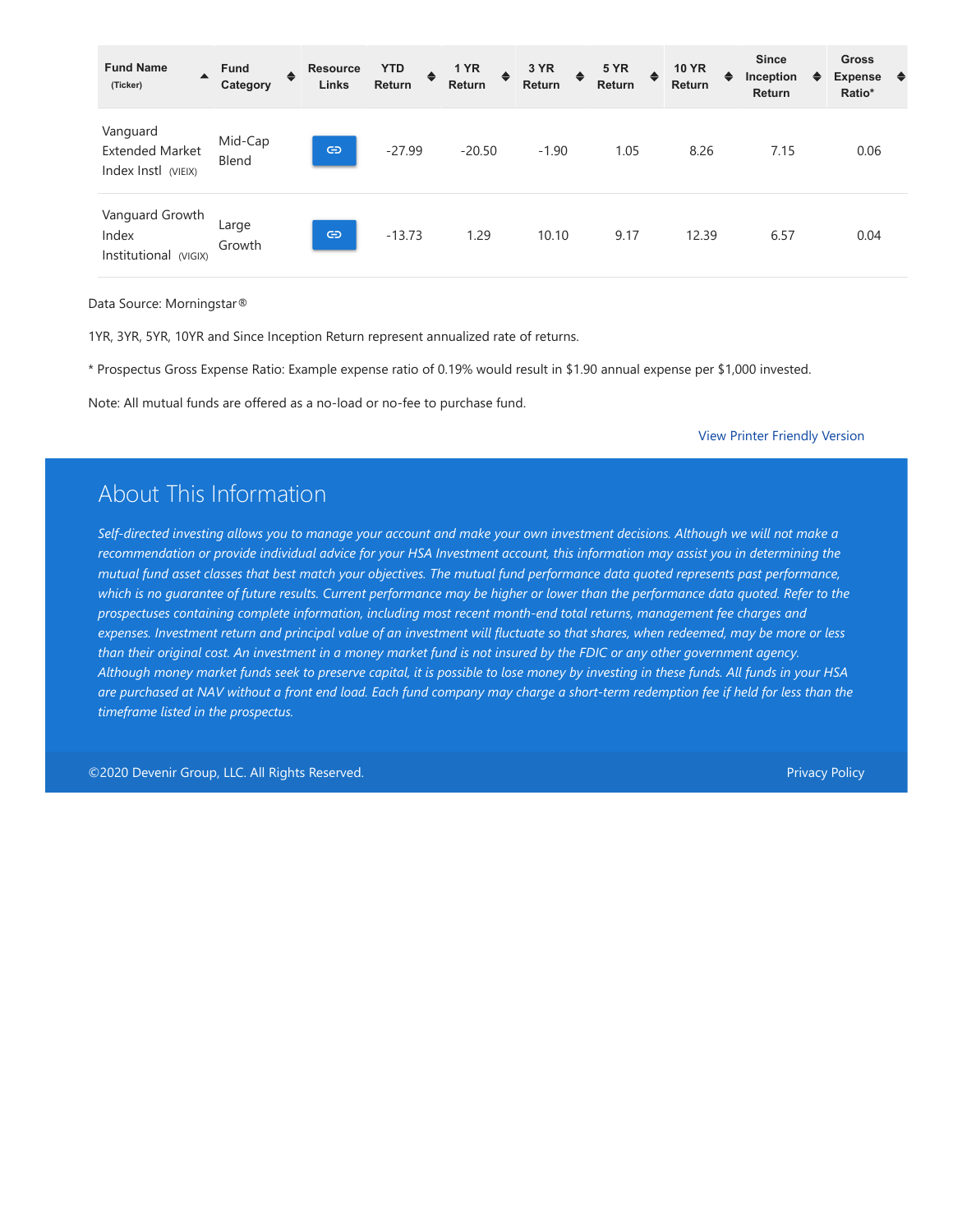| Fund Name (Ticker) | Fund Category | Resource Links | YTD Return | 1 YR Return | 3 YR Return | 5 YR Return | 10 YR Return | Since Inception Return | Gross Expense Ratio* |
|---|---|---|---|---|---|---|---|---|---|
| Vanguard Extended Market Index Instl (VIEIX) | Mid-Cap Blend | | -27.99 | -20.50 | -1.90 | 1.05 | 8.26 | 7.15 | 0.06 |
| Vanguard Growth Index Institutional (VIGIX) | Large Growth | | -13.73 | 1.29 | 10.10 | 9.17 | 12.39 | 6.57 | 0.04 |

Data Source: Morningstar®

1YR, 3YR, 5YR, 10YR and Since Inception Return represent annualized rate of returns.

* Prospectus Gross Expense Ratio: Example expense ratio of 0.19% would result in $1.90 annual expense per $1,000 invested.

Note: All mutual funds are offered as a no-load or no-fee to purchase fund.

View Printer Friendly Version

## About This Information

*Self-directed investing allows you to manage your account and make your own investment decisions. Although we will not make a recommendation or provide individual advice for your HSA Investment account, this information may assist you in determining the mutual fund asset classes that best match your objectives. The mutual fund performance data quoted represents past performance, which is no guarantee of future results. Current performance may be higher or lower than the performance data quoted. Refer to the prospectuses containing complete information, including most recent month-end total returns, management fee charges and expenses. Investment return and principal value of an investment will fluctuate so that shares, when redeemed, may be more or less than their original cost. An investment in a money market fund is not insured by the FDIC or any other government agency. Although money market funds seek to preserve capital, it is possible to lose money by investing in these funds. All funds in your HSA are purchased at NAV without a front end load. Each fund company may charge a short-term redemption fee if held for less than the timeframe listed in the prospectus.*

©2020 Devenir Group, LLC. All Rights Reserved.

Privacy Policy